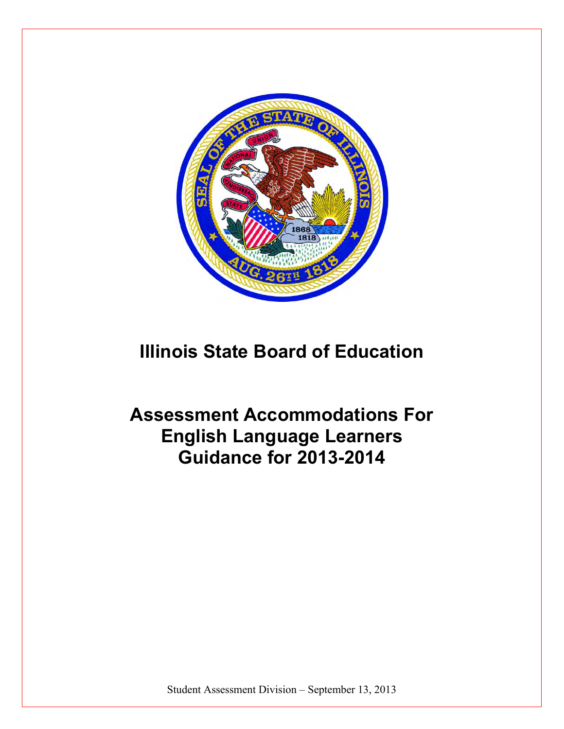# Illinois State Board of Education

# Assessment Accommodations For English Language Learners Guidance for 2013-2014

Student Assessment Division – September 13, 2013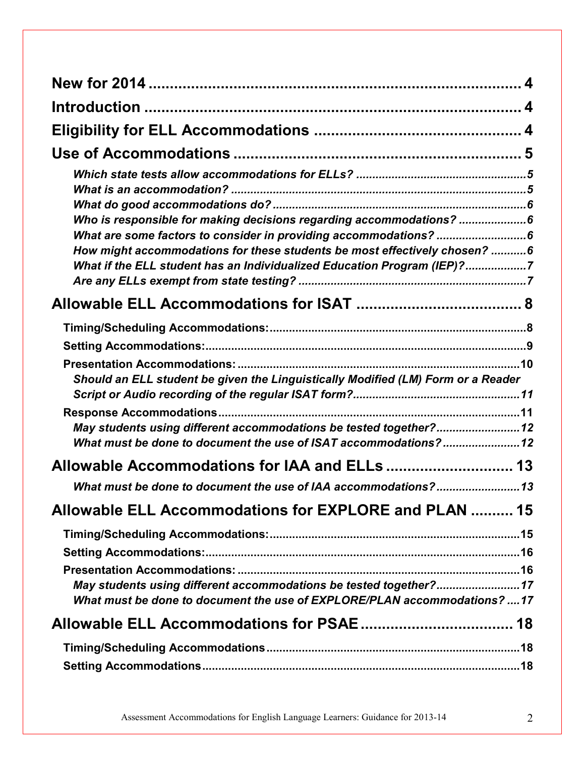**New for 2014** .......... 4

**Introduction** .......... 4

**Eligibility for ELL Accommodations** .......... 4

**Use of Accommodations** .......... 5

- ***Which state tests allow accommodations for ELLs?*** .......... 5
- ***What is an accommodation?*** .......... 5
- ***What do good accommodations do?*** .......... 6
- ***Who is responsible for making decisions regarding accommodations?*** .......... 6
- ***What are some factors to consider in providing accommodations?*** .......... 6
- ***How might accommodations for these students be most effectively chosen?*** .......... 6
- ***What if the ELL student has an Individualized Education Program (IEP)?*** .......... 7
- ***Are any ELLs exempt from state testing?*** .......... 7

**Allowable ELL Accommodations for ISAT** .......... 8

- **Timing/Scheduling Accommodations:** .......... 8
- **Setting Accommodations:** .......... 9
- **Presentation Accommodations:** .......... 10
  - ***Should an ELL student be given the Linguistically Modified (LM) Form or a Reader Script or Audio recording of the regular ISAT form?*** .......... 11
- **Response Accommodations** .......... 11
  - ***May students using different accommodations be tested together?*** .......... 12
  - ***What must be done to document the use of ISAT accommodations?*** .......... 12

**Allowable Accommodations for IAA and ELLs** .......... 13

- ***What must be done to document the use of IAA accommodations?*** .......... 13

**Allowable ELL Accommodations for EXPLORE and PLAN** .......... 15

- **Timing/Scheduling Accommodations:** .......... 15
- **Setting Accommodations:** .......... 16
- **Presentation Accommodations:** .......... 16
  - ***May students using different accommodations be tested together?*** .......... 17
  - ***What must be done to document the use of EXPLORE/PLAN accommodations?*** .......... 17

**Allowable ELL Accommodations for PSAE** .......... 18

- **Timing/Scheduling Accommodations** .......... 18
- **Setting Accommodations** .......... 18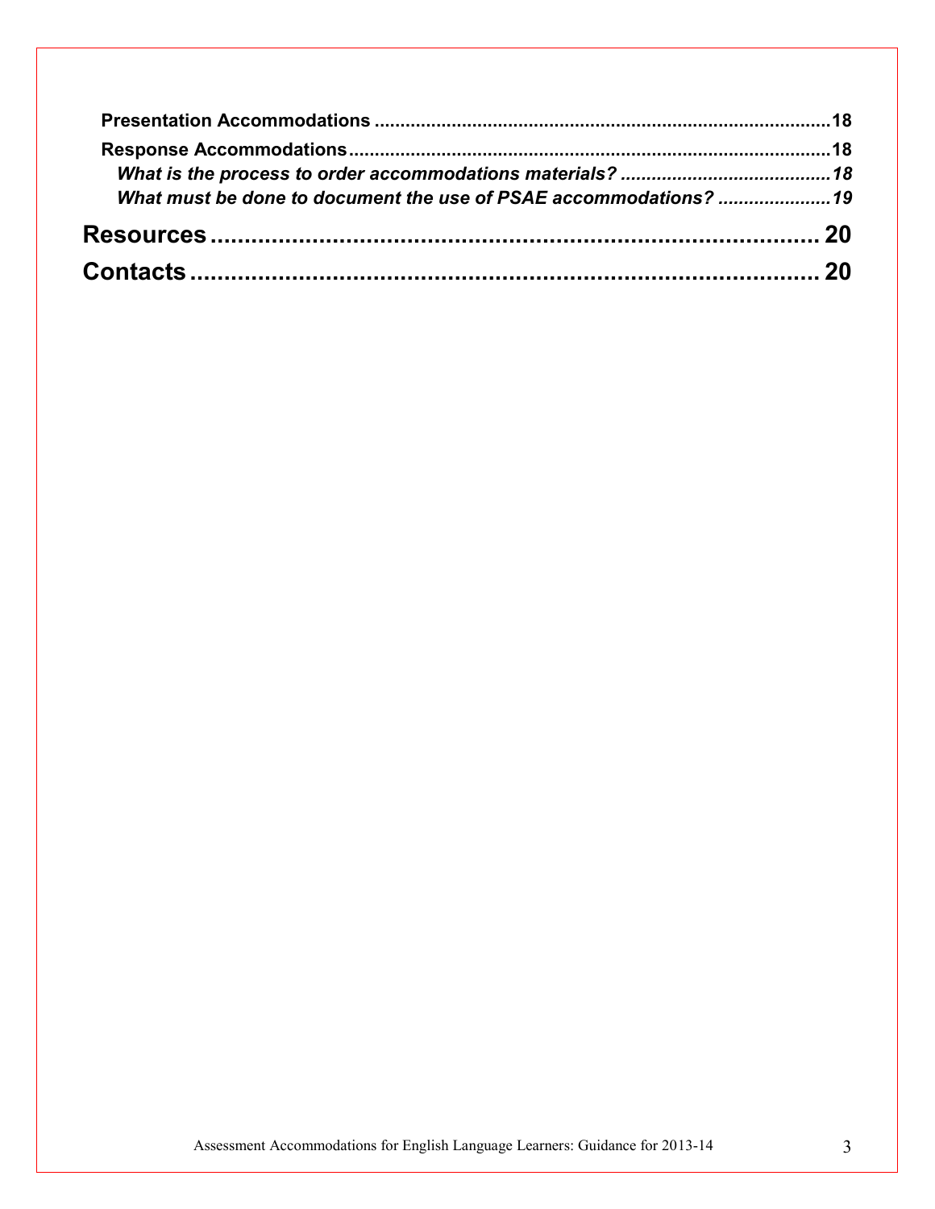**Presentation Accommodations** ........................................................................................18

**Response Accommodations**.............................................................................................18

***What is the process to order accommodations materials?*** .........................................18

***What must be done to document the use of PSAE accommodations?*** ......................19

**Resources** ........................................................................................ 20

**Contacts** .......................................................................................... 20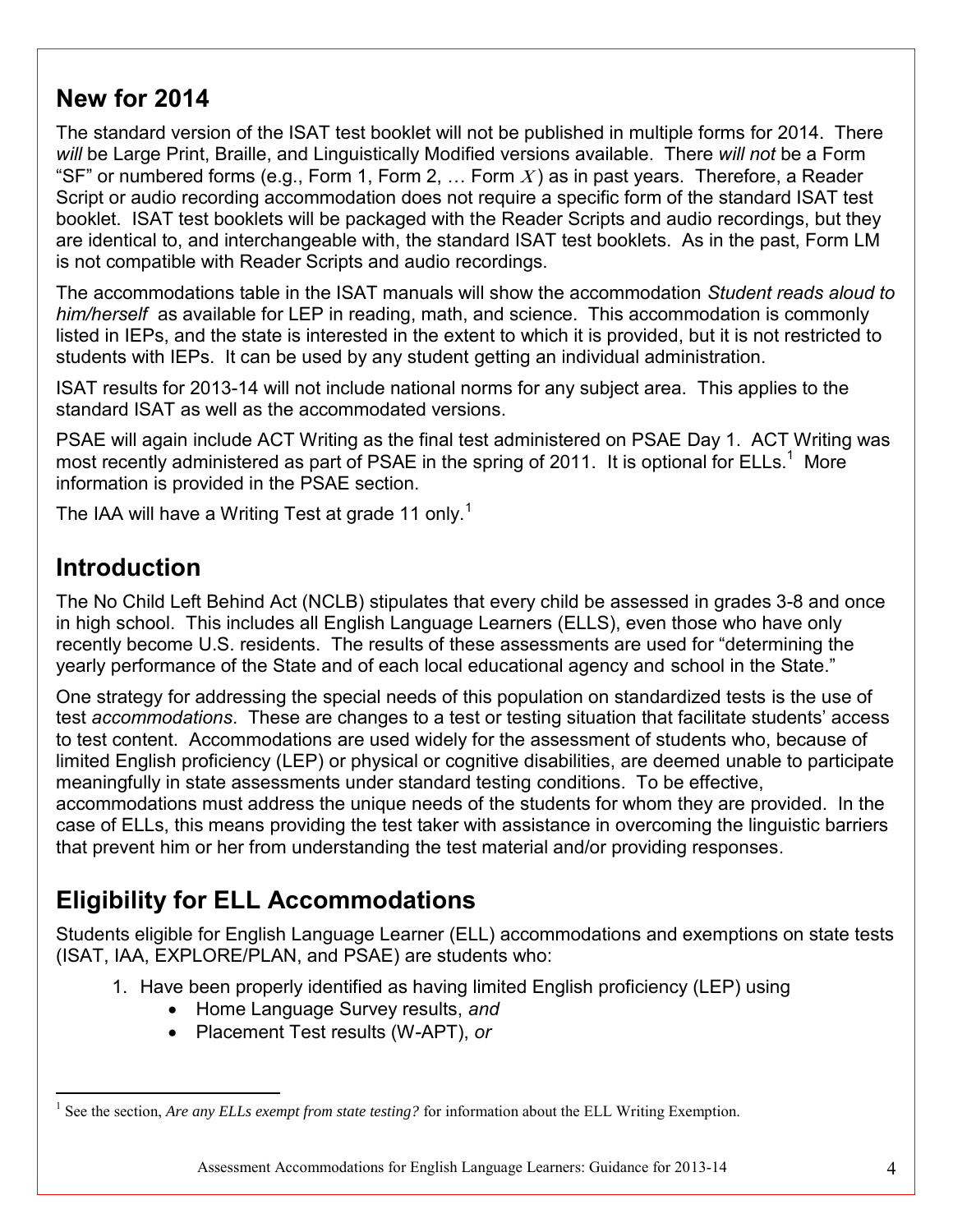## New for 2014

The standard version of the ISAT test booklet will not be published in multiple forms for 2014. There *will* be Large Print, Braille, and Linguistically Modified versions available. There *will not* be a Form "SF" or numbered forms (e.g., Form 1, Form 2, … Form $X$) as in past years. Therefore, a Reader Script or audio recording accommodation does not require a specific form of the standard ISAT test booklet. ISAT test booklets will be packaged with the Reader Scripts and audio recordings, but they are identical to, and interchangeable with, the standard ISAT test booklets. As in the past, Form LM is not compatible with Reader Scripts and audio recordings.

The accommodations table in the ISAT manuals will show the accommodation *Student reads aloud to him/herself* as available for LEP in reading, math, and science. This accommodation is commonly listed in IEPs, and the state is interested in the extent to which it is provided, but it is not restricted to students with IEPs. It can be used by any student getting an individual administration.

ISAT results for 2013-14 will not include national norms for any subject area. This applies to the standard ISAT as well as the accommodated versions.

PSAE will again include ACT Writing as the final test administered on PSAE Day 1. ACT Writing was most recently administered as part of PSAE in the spring of 2011. It is optional for ELLs.[1] More information is provided in the PSAE section.

The IAA will have a Writing Test at grade 11 only.[1]

## Introduction

The No Child Left Behind Act (NCLB) stipulates that every child be assessed in grades 3-8 and once in high school. This includes all English Language Learners (ELLS), even those who have only recently become U.S. residents. The results of these assessments are used for "determining the yearly performance of the State and of each local educational agency and school in the State."

One strategy for addressing the special needs of this population on standardized tests is the use of test *accommodations*. These are changes to a test or testing situation that facilitate students' access to test content. Accommodations are used widely for the assessment of students who, because of limited English proficiency (LEP) or physical or cognitive disabilities, are deemed unable to participate meaningfully in state assessments under standard testing conditions. To be effective, accommodations must address the unique needs of the students for whom they are provided. In the case of ELLs, this means providing the test taker with assistance in overcoming the linguistic barriers that prevent him or her from understanding the test material and/or providing responses.

## Eligibility for ELL Accommodations

Students eligible for English Language Learner (ELL) accommodations and exemptions on state tests (ISAT, IAA, EXPLORE/PLAN, and PSAE) are students who:

1. Have been properly identified as having limited English proficiency (LEP) using
   - Home Language Survey results, *and*
   - Placement Test results (W-APT), *or*

---

[1] See the section, *Are any ELLs exempt from state testing?* for information about the ELL Writing Exemption.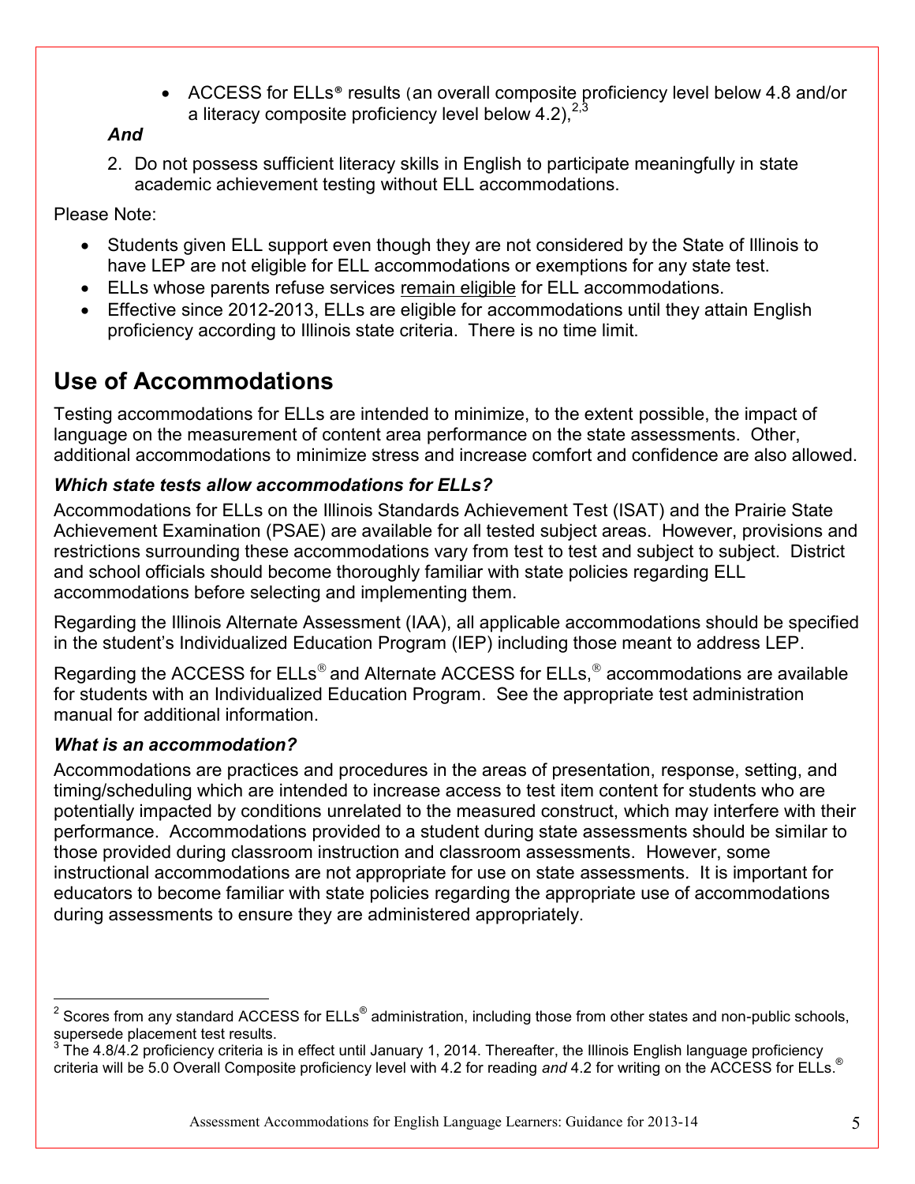- ACCESS for ELLs® results (an overall composite proficiency level below 4.8 and/or a literacy composite proficiency level below 4.2),[2,3]

***And***

2. Do not possess sufficient literacy skills in English to participate meaningfully in state academic achievement testing without ELL accommodations.

Please Note:

- Students given ELL support even though they are not considered by the State of Illinois to have LEP are not eligible for ELL accommodations or exemptions for any state test.
- ELLs whose parents refuse services <u>remain eligible</u> for ELL accommodations.
- Effective since 2012-2013, ELLs are eligible for accommodations until they attain English proficiency according to Illinois state criteria. There is no time limit.

## Use of Accommodations

Testing accommodations for ELLs are intended to minimize, to the extent possible, the impact of language on the measurement of content area performance on the state assessments. Other, additional accommodations to minimize stress and increase comfort and confidence are also allowed.

### *Which state tests allow accommodations for ELLs?*

Accommodations for ELLs on the Illinois Standards Achievement Test (ISAT) and the Prairie State Achievement Examination (PSAE) are available for all tested subject areas. However, provisions and restrictions surrounding these accommodations vary from test to test and subject to subject. District and school officials should become thoroughly familiar with state policies regarding ELL accommodations before selecting and implementing them.

Regarding the Illinois Alternate Assessment (IAA), all applicable accommodations should be specified in the student's Individualized Education Program (IEP) including those meant to address LEP.

Regarding the ACCESS for ELLs® and Alternate ACCESS for ELLs,® accommodations are available for students with an Individualized Education Program. See the appropriate test administration manual for additional information.

### *What is an accommodation?*

Accommodations are practices and procedures in the areas of presentation, response, setting, and timing/scheduling which are intended to increase access to test item content for students who are potentially impacted by conditions unrelated to the measured construct, which may interfere with their performance. Accommodations provided to a student during state assessments should be similar to those provided during classroom instruction and classroom assessments. However, some instructional accommodations are not appropriate for use on state assessments. It is important for educators to become familiar with state policies regarding the appropriate use of accommodations during assessments to ensure they are administered appropriately.

---

[2] Scores from any standard ACCESS for ELLs® administration, including those from other states and non-public schools, supersede placement test results.

[3] The 4.8/4.2 proficiency criteria is in effect until January 1, 2014. Thereafter, the Illinois English language proficiency criteria will be 5.0 Overall Composite proficiency level with 4.2 for reading *and* 4.2 for writing on the ACCESS for ELLs.®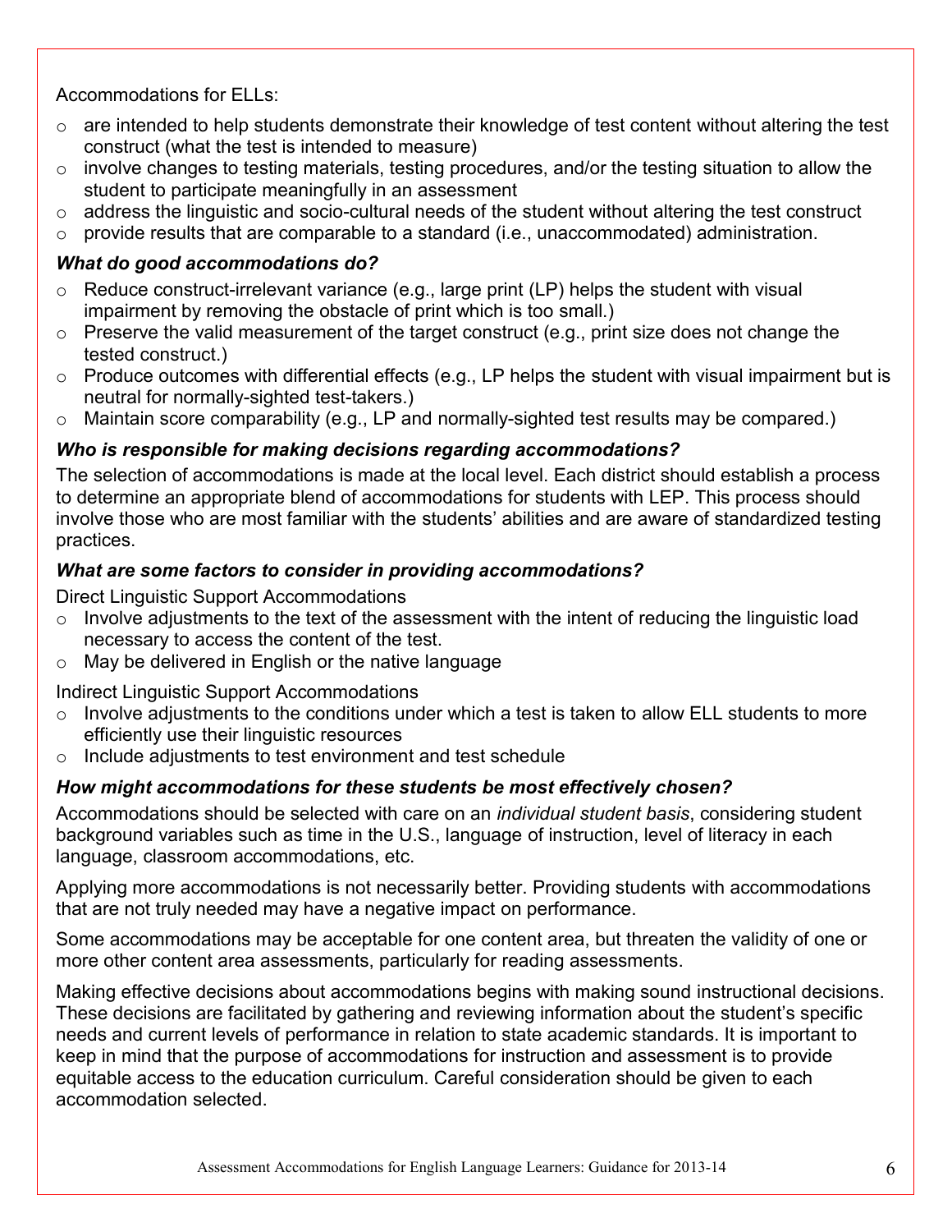Accommodations for ELLs:

- are intended to help students demonstrate their knowledge of test content without altering the test construct (what the test is intended to measure)
- involve changes to testing materials, testing procedures, and/or the testing situation to allow the student to participate meaningfully in an assessment
- address the linguistic and socio-cultural needs of the student without altering the test construct
- provide results that are comparable to a standard (i.e., unaccommodated) administration.

### *What do good accommodations do?*

- Reduce construct-irrelevant variance (e.g., large print (LP) helps the student with visual impairment by removing the obstacle of print which is too small.)
- Preserve the valid measurement of the target construct (e.g., print size does not change the tested construct.)
- Produce outcomes with differential effects (e.g., LP helps the student with visual impairment but is neutral for normally-sighted test-takers.)
- Maintain score comparability (e.g., LP and normally-sighted test results may be compared.)

### *Who is responsible for making decisions regarding accommodations?*

The selection of accommodations is made at the local level. Each district should establish a process to determine an appropriate blend of accommodations for students with LEP. This process should involve those who are most familiar with the students' abilities and are aware of standardized testing practices.

### *What are some factors to consider in providing accommodations?*

Direct Linguistic Support Accommodations

- Involve adjustments to the text of the assessment with the intent of reducing the linguistic load necessary to access the content of the test.
- May be delivered in English or the native language

Indirect Linguistic Support Accommodations

- Involve adjustments to the conditions under which a test is taken to allow ELL students to more efficiently use their linguistic resources
- Include adjustments to test environment and test schedule

### *How might accommodations for these students be most effectively chosen?*

Accommodations should be selected with care on an *individual student basis*, considering student background variables such as time in the U.S., language of instruction, level of literacy in each language, classroom accommodations, etc.

Applying more accommodations is not necessarily better. Providing students with accommodations that are not truly needed may have a negative impact on performance.

Some accommodations may be acceptable for one content area, but threaten the validity of one or more other content area assessments, particularly for reading assessments.

Making effective decisions about accommodations begins with making sound instructional decisions. These decisions are facilitated by gathering and reviewing information about the student's specific needs and current levels of performance in relation to state academic standards. It is important to keep in mind that the purpose of accommodations for instruction and assessment is to provide equitable access to the education curriculum. Careful consideration should be given to each accommodation selected.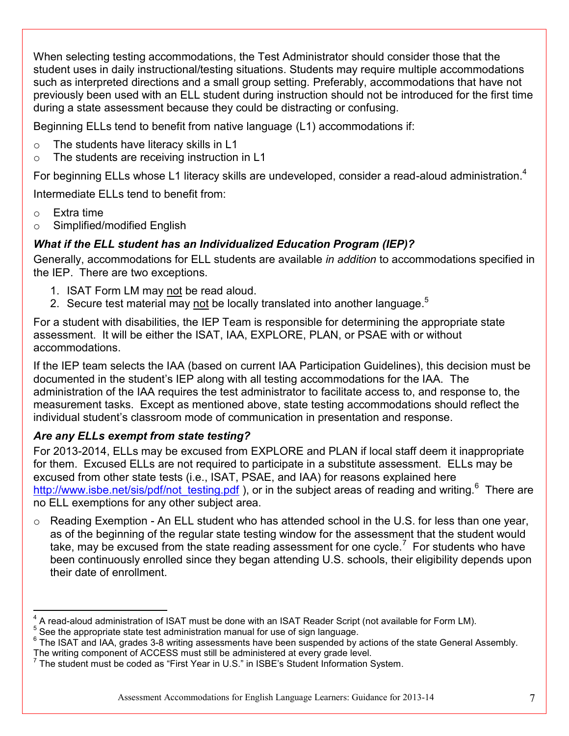When selecting testing accommodations, the Test Administrator should consider those that the student uses in daily instructional/testing situations. Students may require multiple accommodations such as interpreted directions and a small group setting. Preferably, accommodations that have not previously been used with an ELL student during instruction should not be introduced for the first time during a state assessment because they could be distracting or confusing.

Beginning ELLs tend to benefit from native language (L1) accommodations if:

- The students have literacy skills in L1
- The students are receiving instruction in L1

For beginning ELLs whose L1 literacy skills are undeveloped, consider a read-aloud administration.[4]

Intermediate ELLs tend to benefit from:

- Extra time
- Simplified/modified English

### *What if the ELL student has an Individualized Education Program (IEP)?*

Generally, accommodations for ELL students are available *in addition* to accommodations specified in the IEP. There are two exceptions.

1. ISAT Form LM may not be read aloud.
2. Secure test material may not be locally translated into another language.[5]

For a student with disabilities, the IEP Team is responsible for determining the appropriate state assessment. It will be either the ISAT, IAA, EXPLORE, PLAN, or PSAE with or without accommodations.

If the IEP team selects the IAA (based on current IAA Participation Guidelines), this decision must be documented in the student's IEP along with all testing accommodations for the IAA. The administration of the IAA requires the test administrator to facilitate access to, and response to, the measurement tasks. Except as mentioned above, state testing accommodations should reflect the individual student's classroom mode of communication in presentation and response.

### *Are any ELLs exempt from state testing?*

For 2013-2014, ELLs may be excused from EXPLORE and PLAN if local staff deem it inappropriate for them. Excused ELLs are not required to participate in a substitute assessment. ELLs may be excused from other state tests (i.e., ISAT, PSAE, and IAA) for reasons explained here http://www.isbe.net/sis/pdf/not_testing.pdf ), or in the subject areas of reading and writing.[6] There are no ELL exemptions for any other subject area.

- Reading Exemption - An ELL student who has attended school in the U.S. for less than one year, as of the beginning of the regular state testing window for the assessment that the student would take, may be excused from the state reading assessment for one cycle.[7] For students who have been continuously enrolled since they began attending U.S. schools, their eligibility depends upon their date of enrollment.

---

[4] A read-aloud administration of ISAT must be done with an ISAT Reader Script (not available for Form LM).

[5] See the appropriate state test administration manual for use of sign language.

[6] The ISAT and IAA, grades 3-8 writing assessments have been suspended by actions of the state General Assembly. The writing component of ACCESS must still be administered at every grade level.

[7] The student must be coded as "First Year in U.S." in ISBE's Student Information System.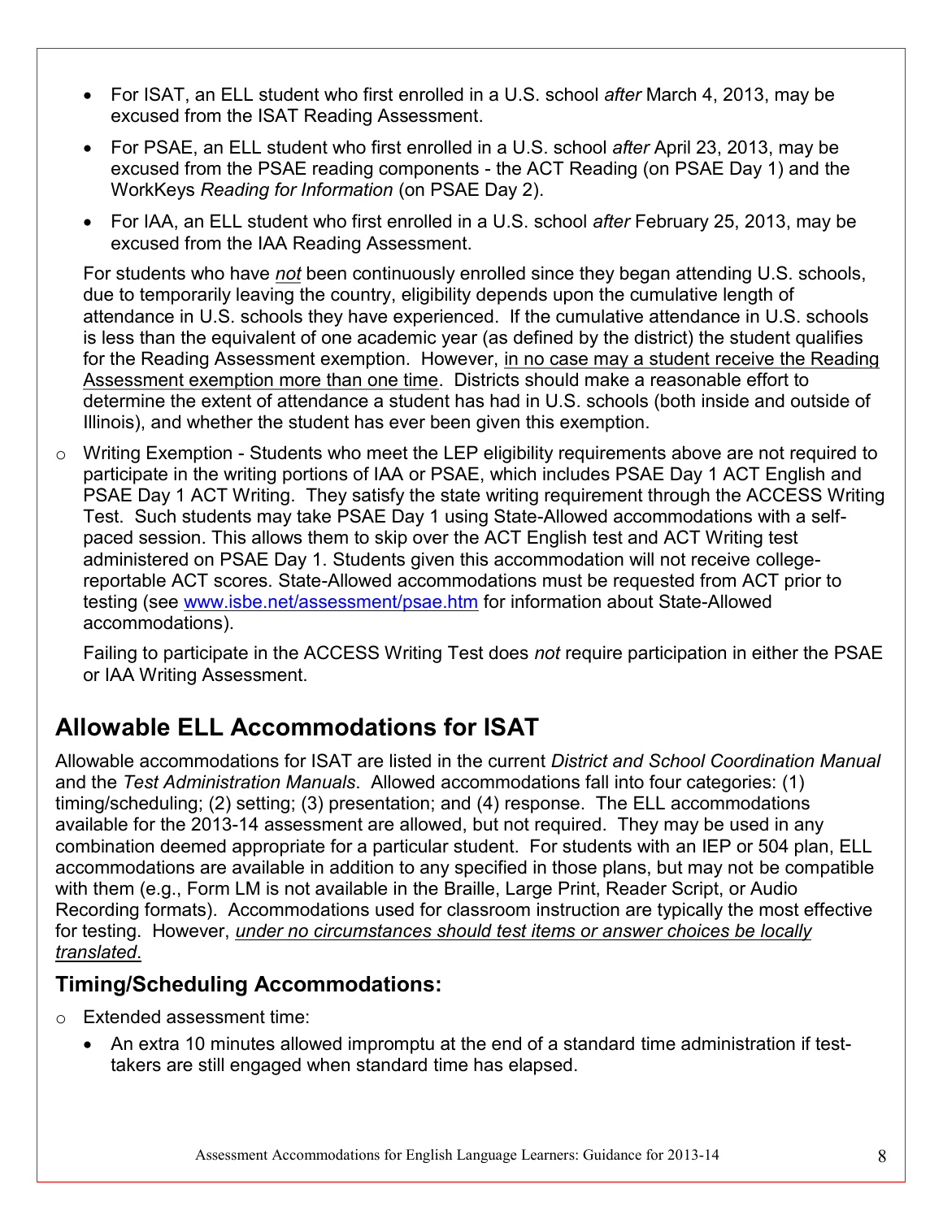- For ISAT, an ELL student who first enrolled in a U.S. school *after* March 4, 2013, may be excused from the ISAT Reading Assessment.
    - For PSAE, an ELL student who first enrolled in a U.S. school *after* April 23, 2013, may be excused from the PSAE reading components - the ACT Reading (on PSAE Day 1) and the WorkKeys *Reading for Information* (on PSAE Day 2).
    - For IAA, an ELL student who first enrolled in a U.S. school *after* February 25, 2013, may be excused from the IAA Reading Assessment.

  For students who have ***not*** been continuously enrolled since they began attending U.S. schools, due to temporarily leaving the country, eligibility depends upon the cumulative length of attendance in U.S. schools they have experienced. If the cumulative attendance in U.S. schools is less than the equivalent of one academic year (as defined by the district) the student qualifies for the Reading Assessment exemption. However, <u>in no case may a student receive the Reading Assessment exemption more than one time</u>. Districts should make a reasonable effort to determine the extent of attendance a student has had in U.S. schools (both inside and outside of Illinois), and whether the student has ever been given this exemption.

- Writing Exemption - Students who meet the LEP eligibility requirements above are not required to participate in the writing portions of IAA or PSAE, which includes PSAE Day 1 ACT English and PSAE Day 1 ACT Writing. They satisfy the state writing requirement through the ACCESS Writing Test. Such students may take PSAE Day 1 using State-Allowed accommodations with a self-paced session. This allows them to skip over the ACT English test and ACT Writing test administered on PSAE Day 1. Students given this accommodation will not receive college-reportable ACT scores. State-Allowed accommodations must be requested from ACT prior to testing (see [www.isbe.net/assessment/psae.htm](www.isbe.net/assessment/psae.htm) for information about State-Allowed accommodations).

  Failing to participate in the ACCESS Writing Test does *not* require participation in either the PSAE or IAA Writing Assessment.

## Allowable ELL Accommodations for ISAT

Allowable accommodations for ISAT are listed in the current *District and School Coordination Manual* and the *Test Administration Manuals*. Allowed accommodations fall into four categories: (1) timing/scheduling; (2) setting; (3) presentation; and (4) response. The ELL accommodations available for the 2013-14 assessment are allowed, but not required. They may be used in any combination deemed appropriate for a particular student. For students with an IEP or 504 plan, ELL accommodations are available in addition to any specified in those plans, but may not be compatible with them (e.g., Form LM is not available in the Braille, Large Print, Reader Script, or Audio Recording formats). Accommodations used for classroom instruction are typically the most effective for testing. However, <u>*under no circumstances should test items or answer choices be locally translated.*</u>

### Timing/Scheduling Accommodations:

- Extended assessment time:
    - An extra 10 minutes allowed impromptu at the end of a standard time administration if test-takers are still engaged when standard time has elapsed.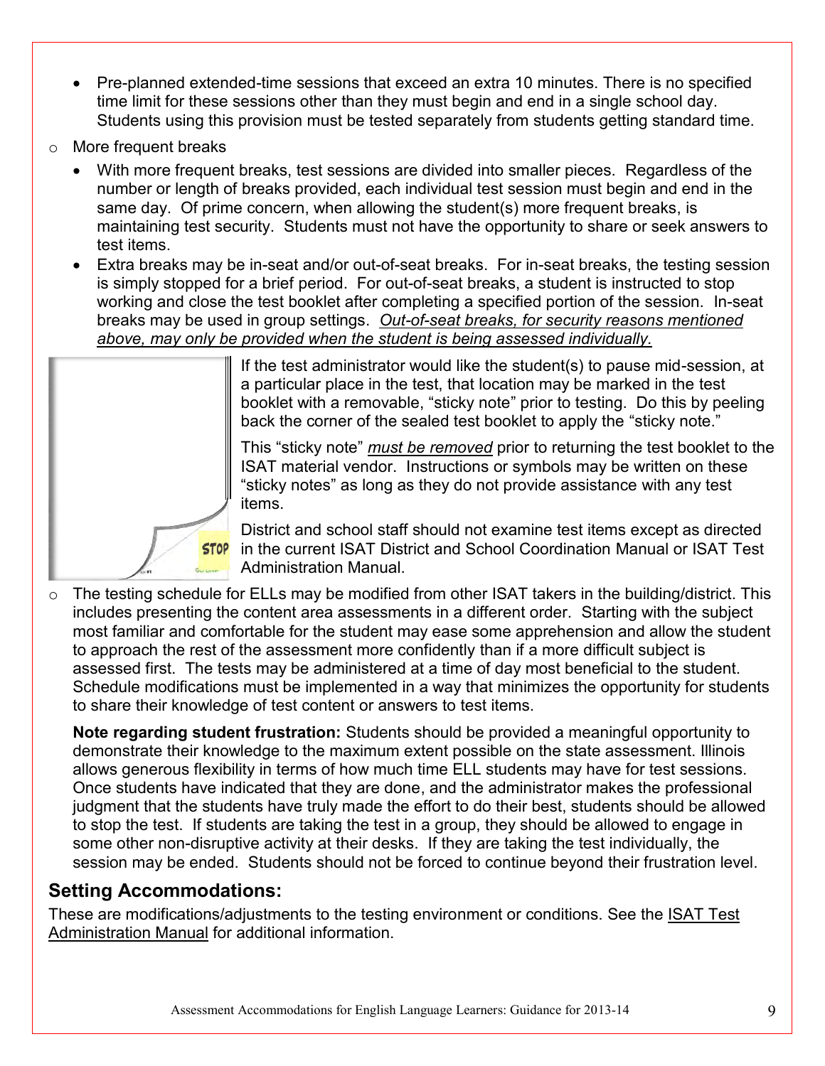- Pre-planned extended-time sessions that exceed an extra 10 minutes. There is no specified time limit for these sessions other than they must begin and end in a single school day. Students using this provision must be tested separately from students getting standard time.

- More frequent breaks
  - With more frequent breaks, test sessions are divided into smaller pieces. Regardless of the number or length of breaks provided, each individual test session must begin and end in the same day. Of prime concern, when allowing the student(s) more frequent breaks, is maintaining test security. Students must not have the opportunity to share or seek answers to test items.
  - Extra breaks may be in-seat and/or out-of-seat breaks. For in-seat breaks, the testing session is simply stopped for a brief period. For out-of-seat breaks, a student is instructed to stop working and close the test booklet after completing a specified portion of the session. In-seat breaks may be used in group settings. *Out-of-seat breaks, for security reasons mentioned above, may only be provided when the student is being assessed individually.*

If the test administrator would like the student(s) to pause mid-session, at a particular place in the test, that location may be marked in the test booklet with a removable, "sticky note" prior to testing. Do this by peeling back the corner of the sealed test booklet to apply the "sticky note."

This "sticky note" *must be removed* prior to returning the test booklet to the ISAT material vendor. Instructions or symbols may be written on these "sticky notes" as long as they do not provide assistance with any test items.

District and school staff should not examine test items except as directed in the current ISAT District and School Coordination Manual or ISAT Test Administration Manual.

- The testing schedule for ELLs may be modified from other ISAT takers in the building/district. This includes presenting the content area assessments in a different order. Starting with the subject most familiar and comfortable for the student may ease some apprehension and allow the student to approach the rest of the assessment more confidently than if a more difficult subject is assessed first. The tests may be administered at a time of day most beneficial to the student. Schedule modifications must be implemented in a way that minimizes the opportunity for students to share their knowledge of test content or answers to test items.

  **Note regarding student frustration:** Students should be provided a meaningful opportunity to demonstrate their knowledge to the maximum extent possible on the state assessment. Illinois allows generous flexibility in terms of how much time ELL students may have for test sessions. Once students have indicated that they are done, and the administrator makes the professional judgment that the students have truly made the effort to do their best, students should be allowed to stop the test. If students are taking the test in a group, they should be allowed to engage in some other non-disruptive activity at their desks. If they are taking the test individually, the session may be ended. Students should not be forced to continue beyond their frustration level.

## Setting Accommodations:

These are modifications/adjustments to the testing environment or conditions. See the ISAT Test Administration Manual for additional information.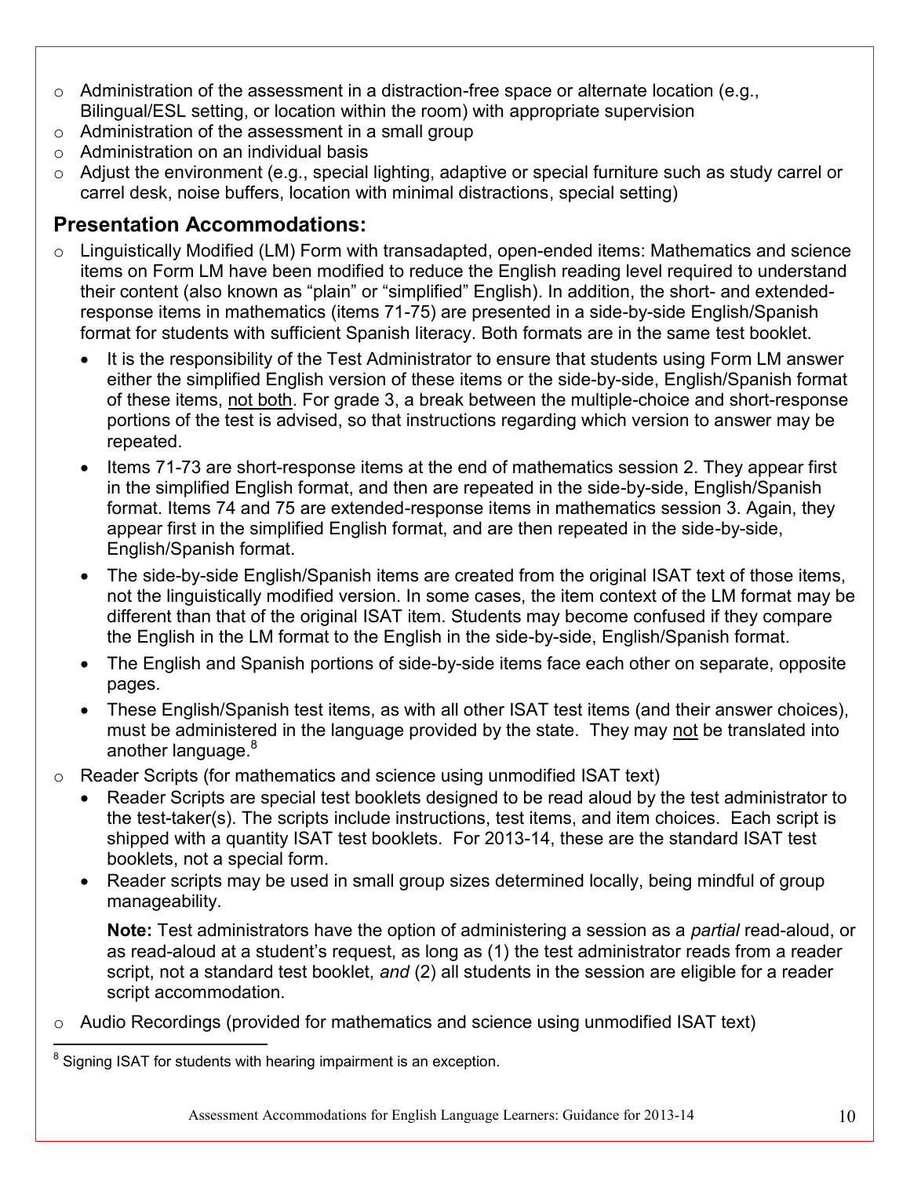- Administration of the assessment in a distraction-free space or alternate location (e.g., Bilingual/ESL setting, or location within the room) with appropriate supervision
- Administration of the assessment in a small group
- Administration on an individual basis
- Adjust the environment (e.g., special lighting, adaptive or special furniture such as study carrel or carrel desk, noise buffers, location with minimal distractions, special setting)

## Presentation Accommodations:

- Linguistically Modified (LM) Form with transadapted, open-ended items: Mathematics and science items on Form LM have been modified to reduce the English reading level required to understand their content (also known as "plain" or "simplified" English). In addition, the short- and extended-response items in mathematics (items 71-75) are presented in a side-by-side English/Spanish format for students with sufficient Spanish literacy. Both formats are in the same test booklet.
    - It is the responsibility of the Test Administrator to ensure that students using Form LM answer either the simplified English version of these items or the side-by-side, English/Spanish format of these items, <u>not both</u>. For grade 3, a break between the multiple-choice and short-response portions of the test is advised, so that instructions regarding which version to answer may be repeated.
    - Items 71-73 are short-response items at the end of mathematics session 2. They appear first in the simplified English format, and then are repeated in the side-by-side, English/Spanish format. Items 74 and 75 are extended-response items in mathematics session 3. Again, they appear first in the simplified English format, and are then repeated in the side-by-side, English/Spanish format.
    - The side-by-side English/Spanish items are created from the original ISAT text of those items, not the linguistically modified version. In some cases, the item context of the LM format may be different than that of the original ISAT item. Students may become confused if they compare the English in the LM format to the English in the side-by-side, English/Spanish format.
    - The English and Spanish portions of side-by-side items face each other on separate, opposite pages.
    - These English/Spanish test items, as with all other ISAT test items (and their answer choices), must be administered in the language provided by the state. They may <u>not</u> be translated into another language.[8]
- Reader Scripts (for mathematics and science using unmodified ISAT text)
    - Reader Scripts are special test booklets designed to be read aloud by the test administrator to the test-taker(s). The scripts include instructions, test items, and item choices. Each script is shipped with a quantity ISAT test booklets. For 2013-14, these are the standard ISAT test booklets, not a special form.
    - Reader scripts may be used in small group sizes determined locally, being mindful of group manageability.

      **Note:** Test administrators have the option of administering a session as a *partial* read-aloud, or as read-aloud at a student's request, as long as (1) the test administrator reads from a reader script, not a standard test booklet, *and* (2) all students in the session are eligible for a reader script accommodation.
- Audio Recordings (provided for mathematics and science using unmodified ISAT text)

[8] Signing ISAT for students with hearing impairment is an exception.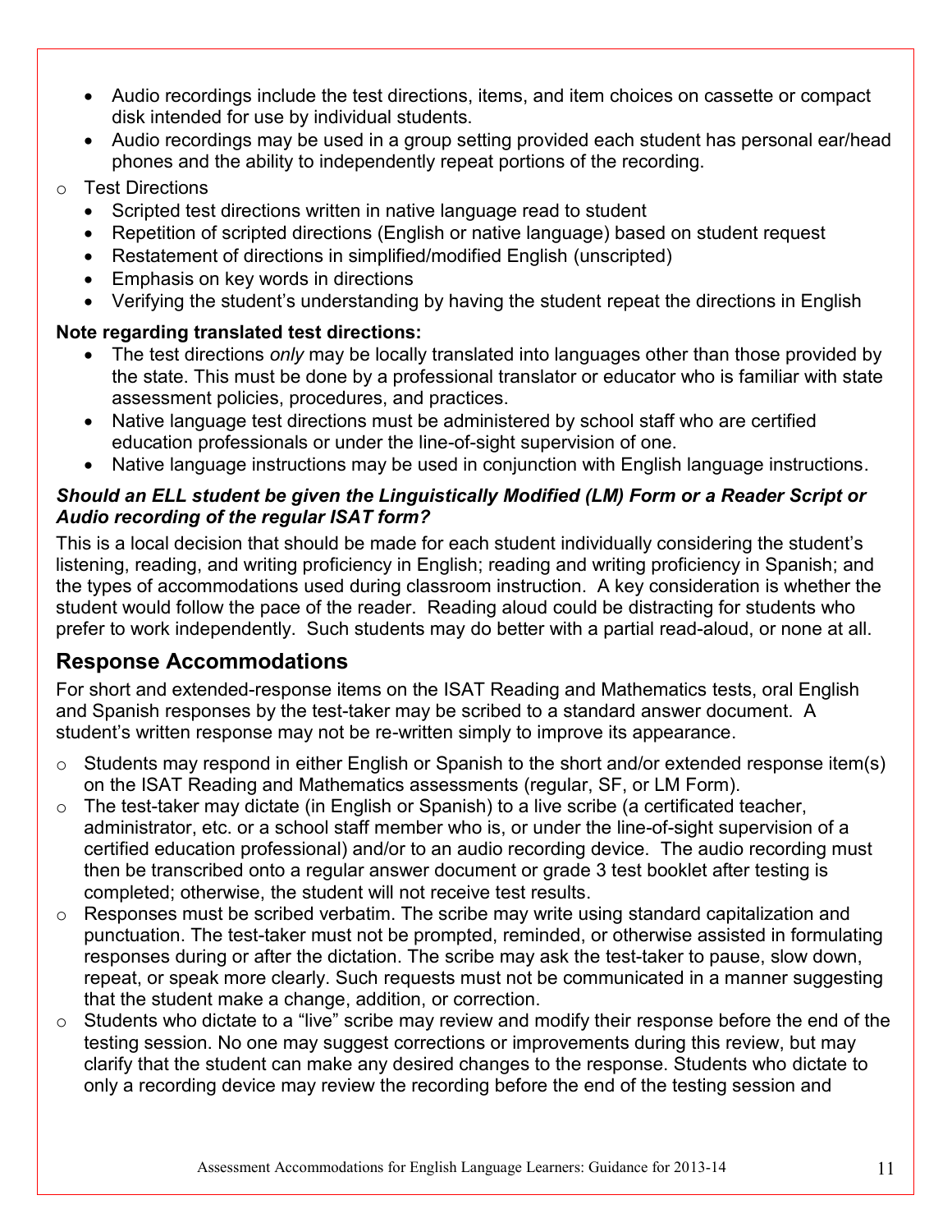- Audio recordings include the test directions, items, and item choices on cassette or compact disk intended for use by individual students.
- Audio recordings may be used in a group setting provided each student has personal ear/head phones and the ability to independently repeat portions of the recording.

- Test Directions
  - Scripted test directions written in native language read to student
  - Repetition of scripted directions (English or native language) based on student request
  - Restatement of directions in simplified/modified English (unscripted)
  - Emphasis on key words in directions
  - Verifying the student's understanding by having the student repeat the directions in English

**Note regarding translated test directions:**

- The test directions *only* may be locally translated into languages other than those provided by the state. This must be done by a professional translator or educator who is familiar with state assessment policies, procedures, and practices.
- Native language test directions must be administered by school staff who are certified education professionals or under the line-of-sight supervision of one.
- Native language instructions may be used in conjunction with English language instructions.

***Should an ELL student be given the Linguistically Modified (LM) Form or a Reader Script or Audio recording of the regular ISAT form?***

This is a local decision that should be made for each student individually considering the student's listening, reading, and writing proficiency in English; reading and writing proficiency in Spanish; and the types of accommodations used during classroom instruction. A key consideration is whether the student would follow the pace of the reader. Reading aloud could be distracting for students who prefer to work independently. Such students may do better with a partial read-aloud, or none at all.

## Response Accommodations

For short and extended-response items on the ISAT Reading and Mathematics tests, oral English and Spanish responses by the test-taker may be scribed to a standard answer document. A student's written response may not be re-written simply to improve its appearance.

- Students may respond in either English or Spanish to the short and/or extended response item(s) on the ISAT Reading and Mathematics assessments (regular, SF, or LM Form).
- The test-taker may dictate (in English or Spanish) to a live scribe (a certificated teacher, administrator, etc. or a school staff member who is, or under the line-of-sight supervision of a certified education professional) and/or to an audio recording device. The audio recording must then be transcribed onto a regular answer document or grade 3 test booklet after testing is completed; otherwise, the student will not receive test results.
- Responses must be scribed verbatim. The scribe may write using standard capitalization and punctuation. The test-taker must not be prompted, reminded, or otherwise assisted in formulating responses during or after the dictation. The scribe may ask the test-taker to pause, slow down, repeat, or speak more clearly. Such requests must not be communicated in a manner suggesting that the student make a change, addition, or correction.
- Students who dictate to a "live" scribe may review and modify their response before the end of the testing session. No one may suggest corrections or improvements during this review, but may clarify that the student can make any desired changes to the response. Students who dictate to only a recording device may review the recording before the end of the testing session and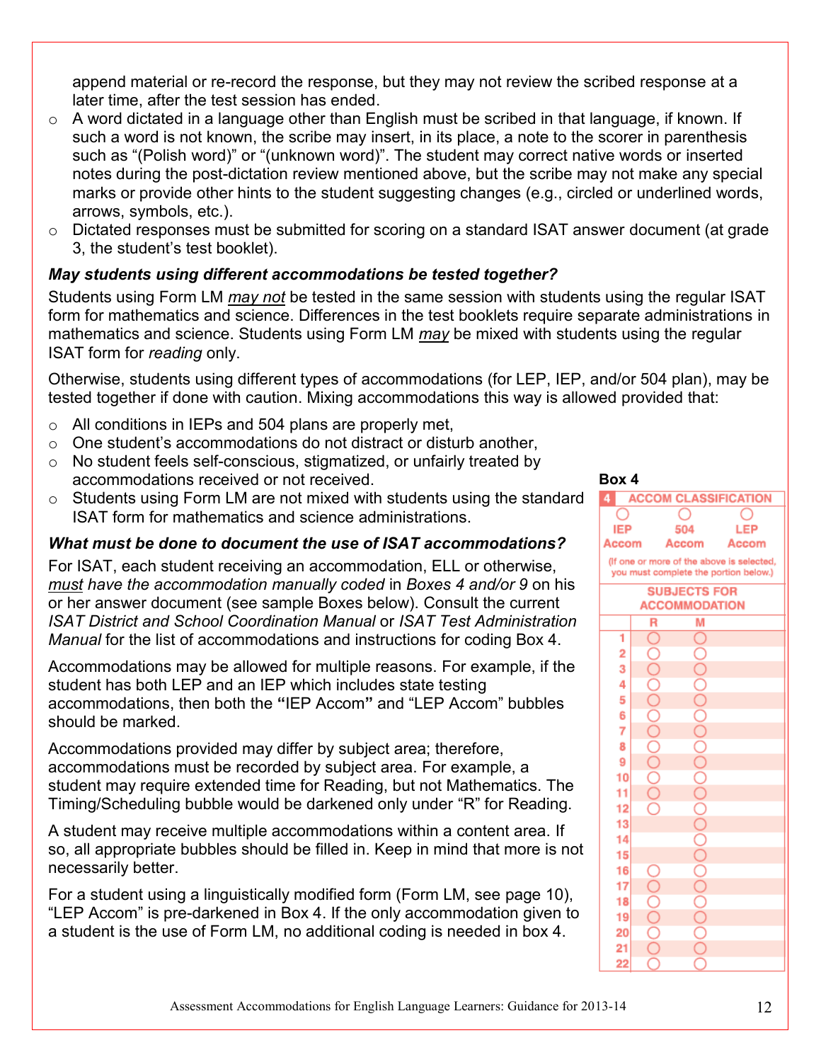append material or re-record the response, but they may not review the scribed response at a later time, after the test session has ended.

- A word dictated in a language other than English must be scribed in that language, if known. If such a word is not known, the scribe may insert, in its place, a note to the scorer in parenthesis such as "(Polish word)" or "(unknown word)". The student may correct native words or inserted notes during the post-dictation review mentioned above, but the scribe may not make any special marks or provide other hints to the student suggesting changes (e.g., circled or underlined words, arrows, symbols, etc.).
- Dictated responses must be submitted for scoring on a standard ISAT answer document (at grade 3, the student's test booklet).

***May students using different accommodations be tested together?***

Students using Form LM *may not* be tested in the same session with students using the regular ISAT form for mathematics and science. Differences in the test booklets require separate administrations in mathematics and science. Students using Form LM *may* be mixed with students using the regular ISAT form for *reading* only.

Otherwise, students using different types of accommodations (for LEP, IEP, and/or 504 plan), may be tested together if done with caution. Mixing accommodations this way is allowed provided that:

- All conditions in IEPs and 504 plans are properly met,
- One student's accommodations do not distract or disturb another,
- No student feels self-conscious, stigmatized, or unfairly treated by accommodations received or not received.
- Students using Form LM are not mixed with students using the standard ISAT form for mathematics and science administrations.

***What must be done to document the use of ISAT accommodations?***

For ISAT, each student receiving an accommodation, ELL or otherwise, *must have the accommodation manually coded* in *Boxes 4 and/or 9* on his or her answer document (see sample Boxes below). Consult the current *ISAT District and School Coordination Manual* or *ISAT Test Administration Manual* for the list of accommodations and instructions for coding Box 4.

Accommodations may be allowed for multiple reasons. For example, if the student has both LEP and an IEP which includes state testing accommodations, then both the **"**IEP Accom**"** and "LEP Accom" bubbles should be marked.

Accommodations provided may differ by subject area; therefore, accommodations must be recorded by subject area. For example, a student may require extended time for Reading, but not Mathematics. The Timing/Scheduling bubble would be darkened only under "R" for Reading.

A student may receive multiple accommodations within a content area. If so, all appropriate bubbles should be filled in. Keep in mind that more is not necessarily better.

For a student using a linguistically modified form (Form LM, see page 10), "LEP Accom" is pre-darkened in Box 4. If the only accommodation given to a student is the use of Form LM, no additional coding is needed in box 4.

**Box 4**

**4 ACCOM CLASSIFICATION**

| IEP Accom | 504 Accom | LEP Accom |
|---|---|---|
| ○ | ○ | ○ |

(If one or more of the above is selected, you must complete the portion below.)

**SUBJECTS FOR ACCOMMODATION**

| | R | M |
|---|---|---|
| 1 | ○ | ○ |
| 2 | ○ | ○ |
| 3 | ○ | ○ |
| 4 | ○ | ○ |
| 5 | ○ | ○ |
| 6 | ○ | ○ |
| 7 | ○ | ○ |
| 8 | ○ | ○ |
| 9 | ○ | ○ |
| 10 | ○ | ○ |
| 11 | ○ | ○ |
| 12 | ○ | ○ |
| 13 | | ○ |
| 14 | | ○ |
| 15 | | ○ |
| 16 | ○ | ○ |
| 17 | ○ | ○ |
| 18 | ○ | ○ |
| 19 | ○ | ○ |
| 20 | ○ | ○ |
| 21 | ○ | ○ |
| 22 | ○ | ○ |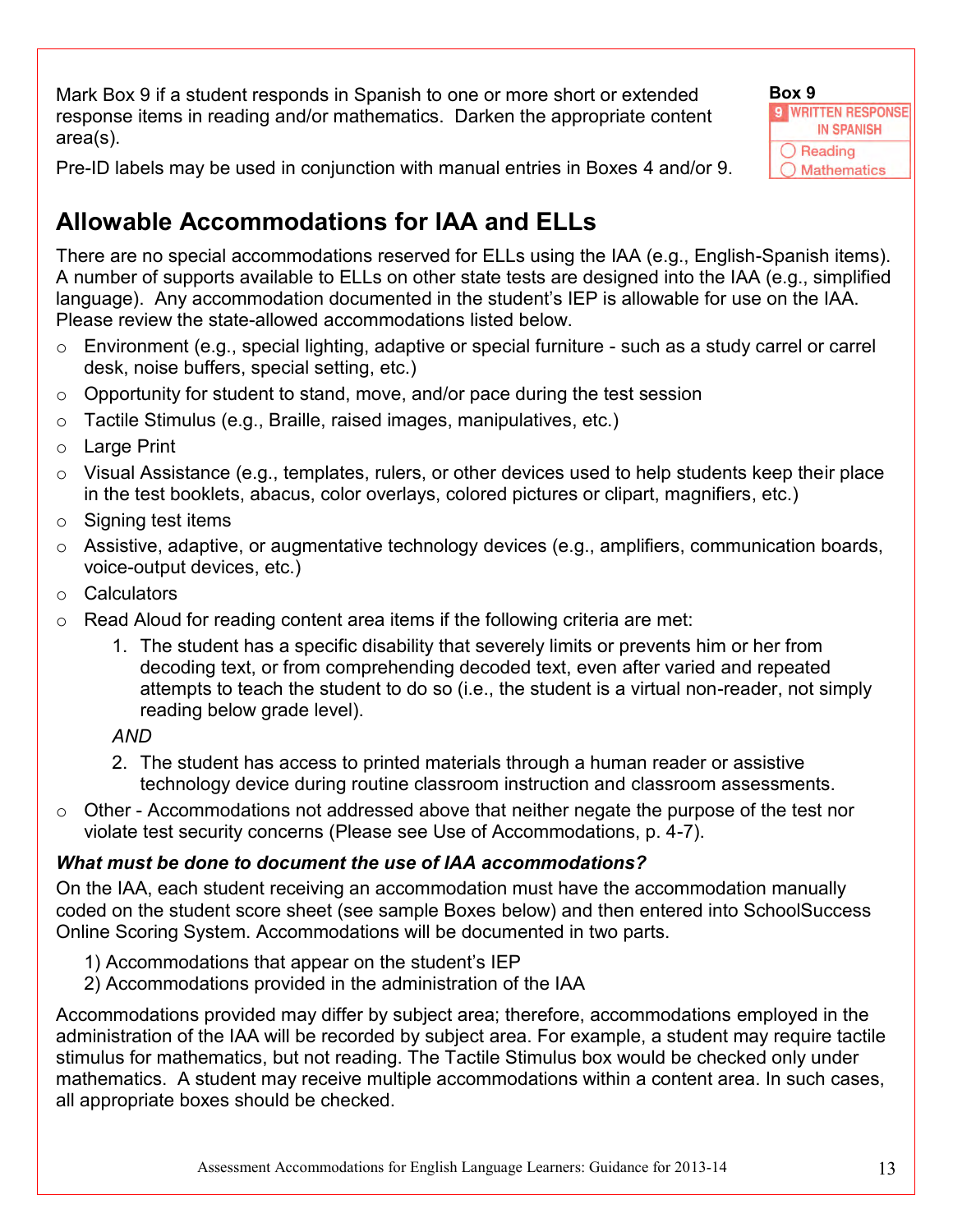Mark Box 9 if a student responds in Spanish to one or more short or extended response items in reading and/or mathematics. Darken the appropriate content area(s).

Pre-ID labels may be used in conjunction with manual entries in Boxes 4 and/or 9.

**Box 9**

| 9 WRITTEN RESPONSE IN SPANISH |
|---|
| ◯ Reading |
| ◯ Mathematics |

## Allowable Accommodations for IAA and ELLs

There are no special accommodations reserved for ELLs using the IAA (e.g., English-Spanish items). A number of supports available to ELLs on other state tests are designed into the IAA (e.g., simplified language). Any accommodation documented in the student's IEP is allowable for use on the IAA. Please review the state-allowed accommodations listed below.

- Environment (e.g., special lighting, adaptive or special furniture - such as a study carrel or carrel desk, noise buffers, special setting, etc.)
- Opportunity for student to stand, move, and/or pace during the test session
- Tactile Stimulus (e.g., Braille, raised images, manipulatives, etc.)
- Large Print
- Visual Assistance (e.g., templates, rulers, or other devices used to help students keep their place in the test booklets, abacus, color overlays, colored pictures or clipart, magnifiers, etc.)
- Signing test items
- Assistive, adaptive, or augmentative technology devices (e.g., amplifiers, communication boards, voice-output devices, etc.)
- Calculators
- Read Aloud for reading content area items if the following criteria are met:
    1. The student has a specific disability that severely limits or prevents him or her from decoding text, or from comprehending decoded text, even after varied and repeated attempts to teach the student to do so (i.e., the student is a virtual non-reader, not simply reading below grade level).

    *AND*

    2. The student has access to printed materials through a human reader or assistive technology device during routine classroom instruction and classroom assessments.
- Other - Accommodations not addressed above that neither negate the purpose of the test nor violate test security concerns (Please see Use of Accommodations, p. 4-7).

***What must be done to document the use of IAA accommodations?***

On the IAA, each student receiving an accommodation must have the accommodation manually coded on the student score sheet (see sample Boxes below) and then entered into SchoolSuccess Online Scoring System. Accommodations will be documented in two parts.

1) Accommodations that appear on the student's IEP
2) Accommodations provided in the administration of the IAA

Accommodations provided may differ by subject area; therefore, accommodations employed in the administration of the IAA will be recorded by subject area. For example, a student may require tactile stimulus for mathematics, but not reading. The Tactile Stimulus box would be checked only under mathematics. A student may receive multiple accommodations within a content area. In such cases, all appropriate boxes should be checked.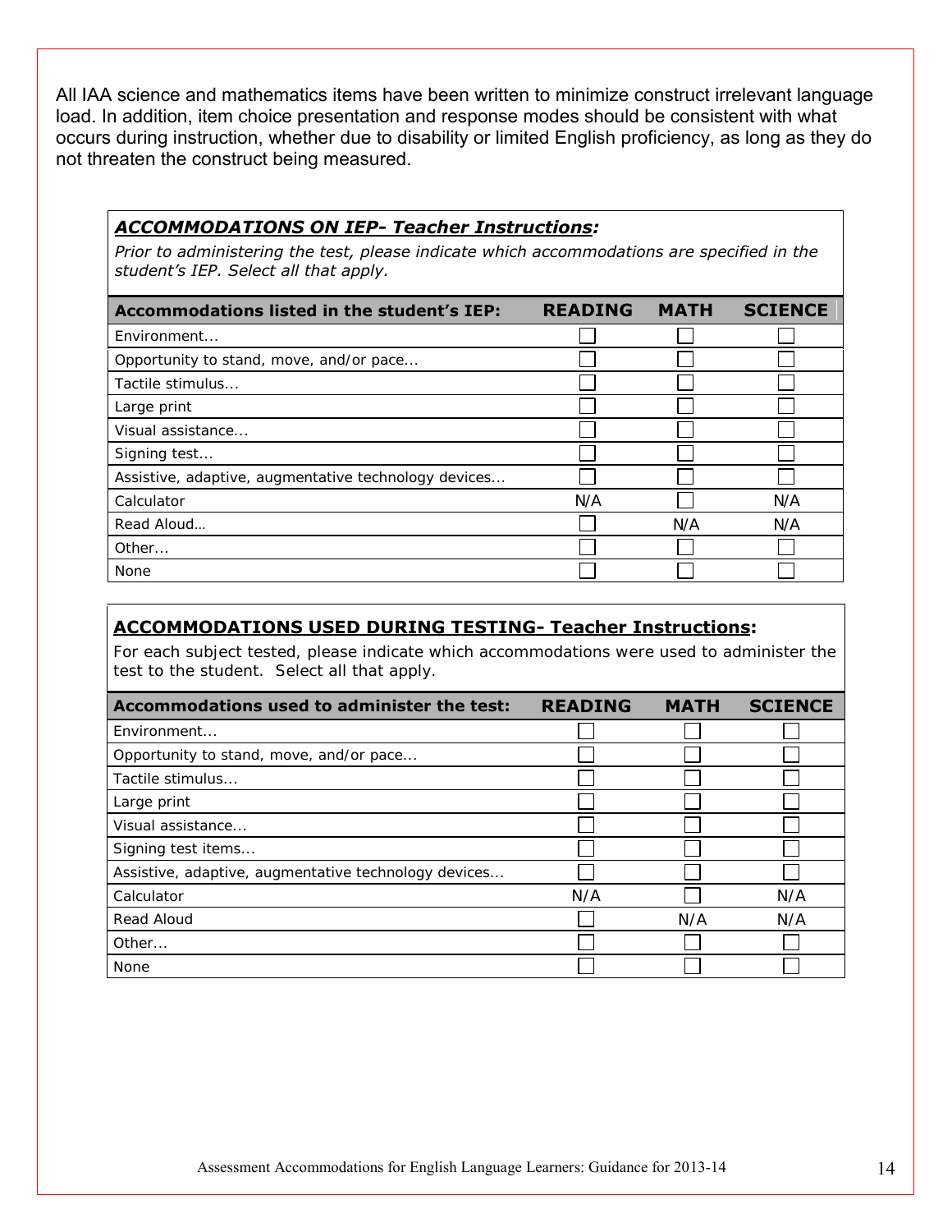All IAA science and mathematics items have been written to minimize construct irrelevant language load. In addition, item choice presentation and response modes should be consistent with what occurs during instruction, whether due to disability or limited English proficiency, as long as they do not threaten the construct being measured.

***ACCOMMODATIONS ON IEP- Teacher Instructions:***

*Prior to administering the test, please indicate which accommodations are specified in the student's IEP. Select all that apply.*

| Accommodations listed in the student's IEP: | READING | MATH | SCIENCE |
|---|---|---|---|
| Environment... | ☐ | ☐ | ☐ |
| Opportunity to stand, move, and/or pace... | ☐ | ☐ | ☐ |
| Tactile stimulus... | ☐ | ☐ | ☐ |
| Large print | ☐ | ☐ | ☐ |
| Visual assistance... | ☐ | ☐ | ☐ |
| Signing test... | ☐ | ☐ | ☐ |
| Assistive, adaptive, augmentative technology devices... | ☐ | ☐ | ☐ |
| Calculator | N/A | ☐ | N/A |
| Read Aloud… | ☐ | N/A | N/A |
| Other... | ☐ | ☐ | ☐ |
| None | ☐ | ☐ | ☐ |

**ACCOMMODATIONS USED DURING TESTING- Teacher Instructions:**

For each subject tested, please indicate which accommodations were used to administer the test to the student. Select all that apply.

| Accommodations used to administer the test: | READING | MATH | SCIENCE |
|---|---|---|---|
| Environment... | ☐ | ☐ | ☐ |
| Opportunity to stand, move, and/or pace... | ☐ | ☐ | ☐ |
| Tactile stimulus... | ☐ | ☐ | ☐ |
| Large print | ☐ | ☐ | ☐ |
| Visual assistance... | ☐ | ☐ | ☐ |
| Signing test items... | ☐ | ☐ | ☐ |
| Assistive, adaptive, augmentative technology devices... | ☐ | ☐ | ☐ |
| Calculator | N/A | ☐ | N/A |
| Read Aloud | ☐ | N/A | N/A |
| Other... | ☐ | ☐ | ☐ |
| None | ☐ | ☐ | ☐ |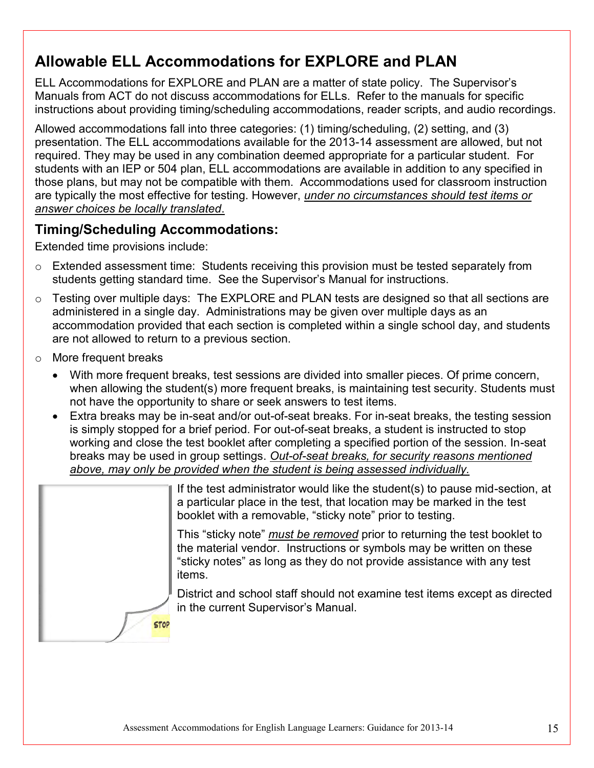## Allowable ELL Accommodations for EXPLORE and PLAN

ELL Accommodations for EXPLORE and PLAN are a matter of state policy. The Supervisor's Manuals from ACT do not discuss accommodations for ELLs. Refer to the manuals for specific instructions about providing timing/scheduling accommodations, reader scripts, and audio recordings.

Allowed accommodations fall into three categories: (1) timing/scheduling, (2) setting, and (3) presentation. The ELL accommodations available for the 2013-14 assessment are allowed, but not required. They may be used in any combination deemed appropriate for a particular student. For students with an IEP or 504 plan, ELL accommodations are available in addition to any specified in those plans, but may not be compatible with them. Accommodations used for classroom instruction are typically the most effective for testing. However, *under no circumstances should test items or answer choices be locally translated*.

### Timing/Scheduling Accommodations:

Extended time provisions include:

- Extended assessment time: Students receiving this provision must be tested separately from students getting standard time. See the Supervisor's Manual for instructions.
- Testing over multiple days: The EXPLORE and PLAN tests are designed so that all sections are administered in a single day. Administrations may be given over multiple days as an accommodation provided that each section is completed within a single school day, and students are not allowed to return to a previous section.
- More frequent breaks
  - With more frequent breaks, test sessions are divided into smaller pieces. Of prime concern, when allowing the student(s) more frequent breaks, is maintaining test security. Students must not have the opportunity to share or seek answers to test items.
  - Extra breaks may be in-seat and/or out-of-seat breaks. For in-seat breaks, the testing session is simply stopped for a brief period. For out-of-seat breaks, a student is instructed to stop working and close the test booklet after completing a specified portion of the session. In-seat breaks may be used in group settings. *Out-of-seat breaks, for security reasons mentioned above, may only be provided when the student is being assessed individually.*

If the test administrator would like the student(s) to pause mid-section, at a particular place in the test, that location may be marked in the test booklet with a removable, "sticky note" prior to testing.

This "sticky note" *must be removed* prior to returning the test booklet to the material vendor. Instructions or symbols may be written on these "sticky notes" as long as they do not provide assistance with any test items.

District and school staff should not examine test items except as directed in the current Supervisor's Manual.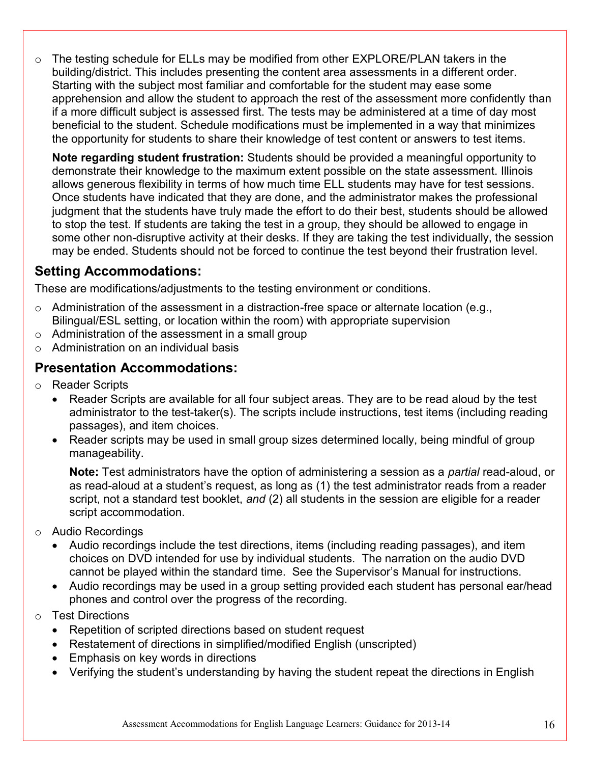- The testing schedule for ELLs may be modified from other EXPLORE/PLAN takers in the building/district. This includes presenting the content area assessments in a different order. Starting with the subject most familiar and comfortable for the student may ease some apprehension and allow the student to approach the rest of the assessment more confidently than if a more difficult subject is assessed first. The tests may be administered at a time of day most beneficial to the student. Schedule modifications must be implemented in a way that minimizes the opportunity for students to share their knowledge of test content or answers to test items.

  **Note regarding student frustration:** Students should be provided a meaningful opportunity to demonstrate their knowledge to the maximum extent possible on the state assessment. Illinois allows generous flexibility in terms of how much time ELL students may have for test sessions. Once students have indicated that they are done, and the administrator makes the professional judgment that the students have truly made the effort to do their best, students should be allowed to stop the test. If students are taking the test in a group, they should be allowed to engage in some other non-disruptive activity at their desks. If they are taking the test individually, the session may be ended. Students should not be forced to continue the test beyond their frustration level.

## Setting Accommodations:

These are modifications/adjustments to the testing environment or conditions.

- Administration of the assessment in a distraction-free space or alternate location (e.g., Bilingual/ESL setting, or location within the room) with appropriate supervision
- Administration of the assessment in a small group
- Administration on an individual basis

## Presentation Accommodations:

- Reader Scripts
  - Reader Scripts are available for all four subject areas. They are to be read aloud by the test administrator to the test-taker(s). The scripts include instructions, test items (including reading passages), and item choices.
  - Reader scripts may be used in small group sizes determined locally, being mindful of group manageability.

    **Note:** Test administrators have the option of administering a session as a *partial* read-aloud, or as read-aloud at a student's request, as long as (1) the test administrator reads from a reader script, not a standard test booklet, *and* (2) all students in the session are eligible for a reader script accommodation.
- Audio Recordings
  - Audio recordings include the test directions, items (including reading passages), and item choices on DVD intended for use by individual students. The narration on the audio DVD cannot be played within the standard time. See the Supervisor's Manual for instructions.
  - Audio recordings may be used in a group setting provided each student has personal ear/head phones and control over the progress of the recording.
- Test Directions
  - Repetition of scripted directions based on student request
  - Restatement of directions in simplified/modified English (unscripted)
  - Emphasis on key words in directions
  - Verifying the student's understanding by having the student repeat the directions in English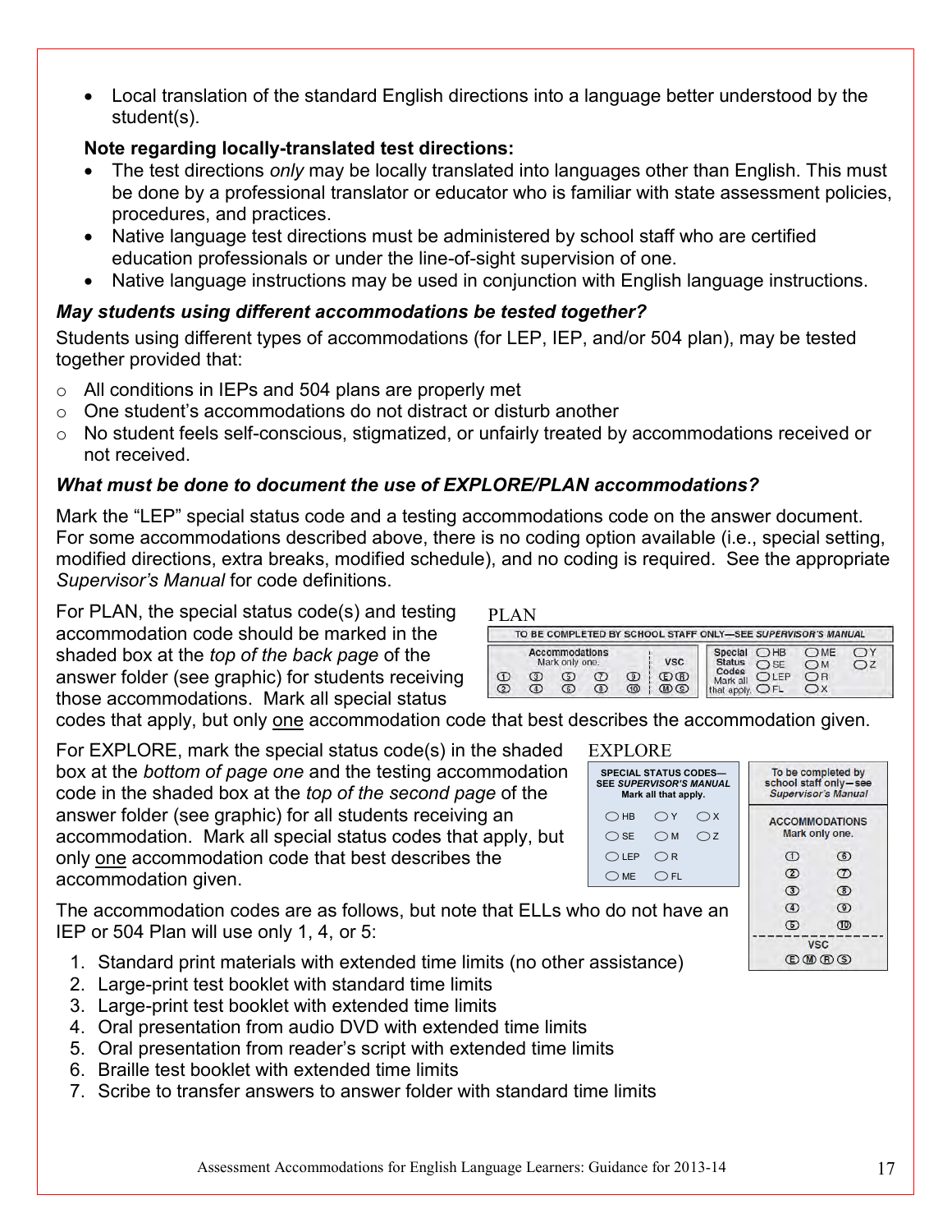- Local translation of the standard English directions into a language better understood by the student(s).

**Note regarding locally-translated test directions:**

- The test directions *only* may be locally translated into languages other than English. This must be done by a professional translator or educator who is familiar with state assessment policies, procedures, and practices.
- Native language test directions must be administered by school staff who are certified education professionals or under the line-of-sight supervision of one.
- Native language instructions may be used in conjunction with English language instructions.

### *May students using different accommodations be tested together?*

Students using different types of accommodations (for LEP, IEP, and/or 504 plan), may be tested together provided that:

- All conditions in IEPs and 504 plans are properly met
- One student's accommodations do not distract or disturb another
- No student feels self-conscious, stigmatized, or unfairly treated by accommodations received or not received.

### *What must be done to document the use of EXPLORE/PLAN accommodations?*

Mark the "LEP" special status code and a testing accommodations code on the answer document. For some accommodations described above, there is no coding option available (i.e., special setting, modified directions, extra breaks, modified schedule), and no coding is required. See the appropriate *Supervisor's Manual* for code definitions.

For PLAN, the special status code(s) and testing accommodation code should be marked in the shaded box at the *top of the back page* of the answer folder (see graphic) for students receiving those accommodations. Mark all special status codes that apply, but only <u>one</u> accommodation code that best describes the accommodation given.

PLAN

TO BE COMPLETED BY SCHOOL STAFF ONLY—SEE *SUPERVISOR'S MANUAL*

Accommodations Mark only one. ① ② ③ ④ ⑤ ⑥ ⑦ ⑧ ⑨ ⑩ | VSC Ⓔ Ⓡ Ⓜ Ⓢ | Special Status Codes Mark all that apply. ○HB ○SE ○LEP ○FL ○ME ○M ○R ○X ○Y ○Z

For EXPLORE, mark the special status code(s) in the shaded box at the *bottom of page one* and the testing accommodation code in the shaded box at the *top of the second page* of the answer folder (see graphic) for all students receiving an accommodation. Mark all special status codes that apply, but only <u>one</u> accommodation code that best describes the accommodation given.

EXPLORE

SPECIAL STATUS CODES—SEE *SUPERVISOR'S MANUAL* Mark all that apply. ○HB ○Y ○X ○SE ○M ○Z ○LEP ○R ○ME ○FL

To be completed by school staff only—see *Supervisor's Manual*. ACCOMMODATIONS Mark only one. ① ⑥ ② ⑦ ③ ⑧ ④ ⑨ ⑤ ⑩ VSC Ⓔ Ⓜ Ⓡ Ⓢ

The accommodation codes are as follows, but note that ELLs who do not have an IEP or 504 Plan will use only 1, 4, or 5:

1. Standard print materials with extended time limits (no other assistance)
2. Large-print test booklet with standard time limits
3. Large-print test booklet with extended time limits
4. Oral presentation from audio DVD with extended time limits
5. Oral presentation from reader's script with extended time limits
6. Braille test booklet with extended time limits
7. Scribe to transfer answers to answer folder with standard time limits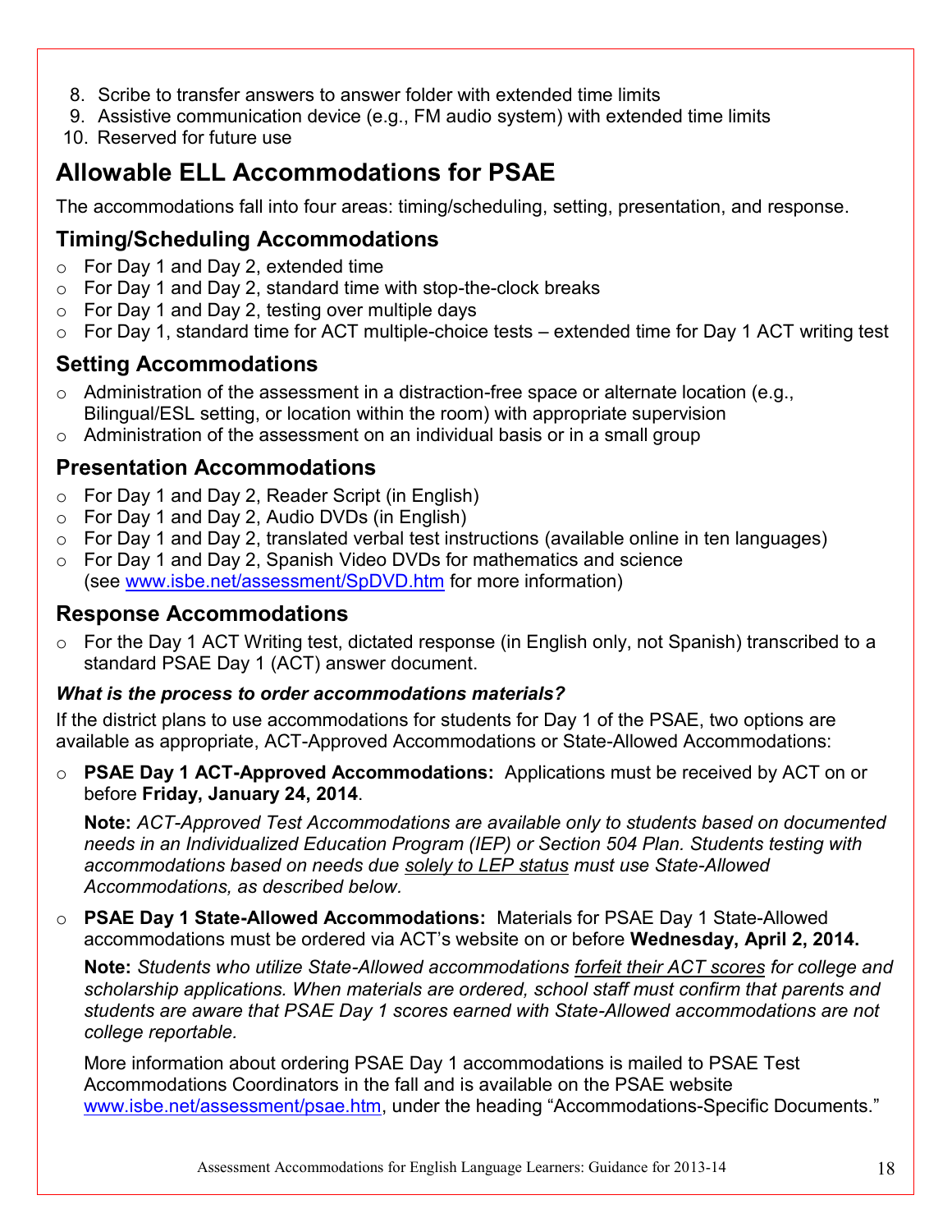8. Scribe to transfer answers to answer folder with extended time limits
9. Assistive communication device (e.g., FM audio system) with extended time limits
10. Reserved for future use

## Allowable ELL Accommodations for PSAE

The accommodations fall into four areas: timing/scheduling, setting, presentation, and response.

### Timing/Scheduling Accommodations

- For Day 1 and Day 2, extended time
- For Day 1 and Day 2, standard time with stop-the-clock breaks
- For Day 1 and Day 2, testing over multiple days
- For Day 1, standard time for ACT multiple-choice tests – extended time for Day 1 ACT writing test

### Setting Accommodations

- Administration of the assessment in a distraction-free space or alternate location (e.g., Bilingual/ESL setting, or location within the room) with appropriate supervision
- Administration of the assessment on an individual basis or in a small group

### Presentation Accommodations

- For Day 1 and Day 2, Reader Script (in English)
- For Day 1 and Day 2, Audio DVDs (in English)
- For Day 1 and Day 2, translated verbal test instructions (available online in ten languages)
- For Day 1 and Day 2, Spanish Video DVDs for mathematics and science (see www.isbe.net/assessment/SpDVD.htm for more information)

### Response Accommodations

- For the Day 1 ACT Writing test, dictated response (in English only, not Spanish) transcribed to a standard PSAE Day 1 (ACT) answer document.

***What is the process to order accommodations materials?***

If the district plans to use accommodations for students for Day 1 of the PSAE, two options are available as appropriate, ACT-Approved Accommodations or State-Allowed Accommodations:

- **PSAE Day 1 ACT-Approved Accommodations:** Applications must be received by ACT on or before **Friday, January 24, 2014**.

  **Note:** *ACT-Approved Test Accommodations are available only to students based on documented needs in an Individualized Education Program (IEP) or Section 504 Plan. Students testing with accommodations based on needs due solely to LEP status must use State-Allowed Accommodations, as described below.*

- **PSAE Day 1 State-Allowed Accommodations:** Materials for PSAE Day 1 State-Allowed accommodations must be ordered via ACT's website on or before **Wednesday, April 2, 2014.**

  **Note:** *Students who utilize State-Allowed accommodations forfeit their ACT scores for college and scholarship applications. When materials are ordered, school staff must confirm that parents and students are aware that PSAE Day 1 scores earned with State-Allowed accommodations are not college reportable.*

  More information about ordering PSAE Day 1 accommodations is mailed to PSAE Test Accommodations Coordinators in the fall and is available on the PSAE website www.isbe.net/assessment/psae.htm, under the heading "Accommodations-Specific Documents."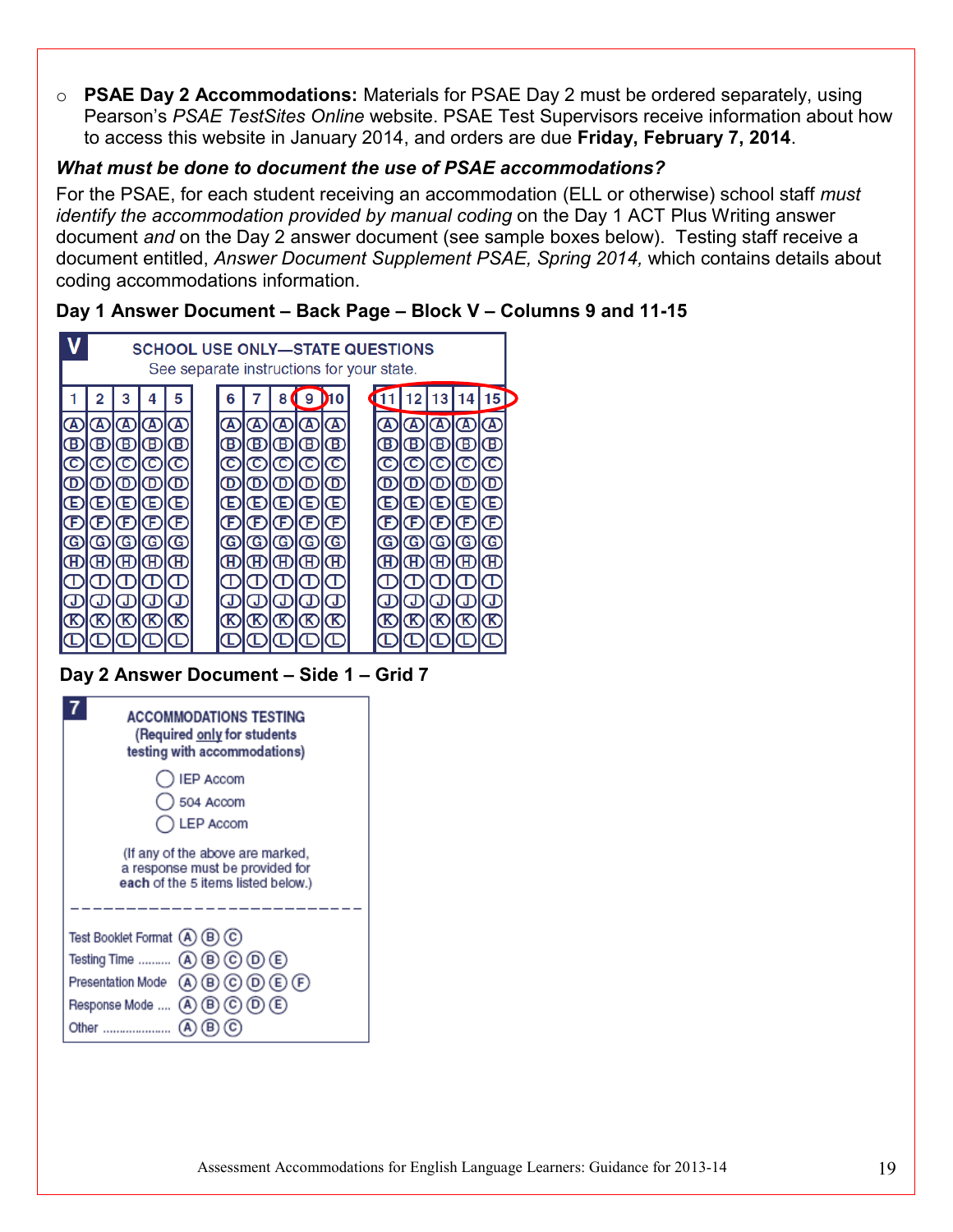- **PSAE Day 2 Accommodations:** Materials for PSAE Day 2 must be ordered separately, using Pearson's *PSAE TestSites Online* website. PSAE Test Supervisors receive information about how to access this website in January 2014, and orders are due **Friday, February 7, 2014**.

***What must be done to document the use of PSAE accommodations?***

For the PSAE, for each student receiving an accommodation (ELL or otherwise) school staff *must identify the accommodation provided by manual coding* on the Day 1 ACT Plus Writing answer document *and* on the Day 2 answer document (see sample boxes below). Testing staff receive a document entitled, *Answer Document Supplement PSAE, Spring 2014,* which contains details about coding accommodations information.

**Day 1 Answer Document – Back Page – Block V – Columns 9 and 11-15**

**V** SCHOOL USE ONLY—STATE QUESTIONS
See separate instructions for your state.

| 1 | 2 | 3 | 4 | 5 | 6 | 7 | 8 | 9 | 10 | 11 | 12 | 13 | 14 | 15 |
|---|---|---|---|---|---|---|---|---|---|---|---|---|---|---|
| A | A | A | A | A | A | A | A | A | A | A | A | A | A | A |
| B | B | B | B | B | B | B | B | B | B | B | B | B | B | B |
| C | C | C | C | C | C | C | C | C | C | C | C | C | C | C |
| D | D | D | D | D | D | D | D | D | D | D | D | D | D | D |
| E | E | E | E | E | E | E | E | E | E | E | E | E | E | E |
| F | F | F | F | F | F | F | F | F | F | F | F | F | F | F |
| G | G | G | G | G | G | G | G | G | G | G | G | G | G | G |
| H | H | H | H | H | H | H | H | H | H | H | H | H | H | H |
| I | I | I | I | I | I | I | I | I | I | I | I | I | I | I |
| J | J | J | J | J | J | J | J | J | J | J | J | J | J | J |
| K | K | K | K | K | K | K | K | K | K | K | K | K | K | K |
| L | L | L | L | L | L | L | L | L | L | L | L | L | L | L |

**Day 2 Answer Document – Side 1 – Grid 7**

**7** ACCOMMODATIONS TESTING
(Required only for students testing with accommodations)

- ◯ IEP Accom
- ◯ 504 Accom
- ◯ LEP Accom

(If any of the above are marked, a response must be provided for **each** of the 5 items listed below.)

- Test Booklet Format Ⓐ Ⓑ Ⓒ
- Testing Time .......... Ⓐ Ⓑ Ⓒ Ⓓ Ⓔ
- Presentation Mode Ⓐ Ⓑ Ⓒ Ⓓ Ⓔ Ⓕ
- Response Mode .... Ⓐ Ⓑ Ⓒ Ⓓ Ⓔ
- Other .................... Ⓐ Ⓑ Ⓒ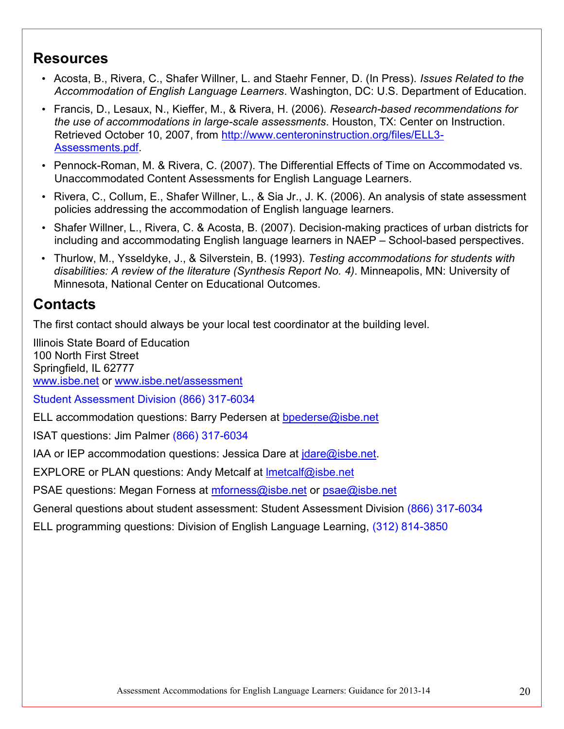## Resources

- Acosta, B., Rivera, C., Shafer Willner, L. and Staehr Fenner, D. (In Press). *Issues Related to the Accommodation of English Language Learners*. Washington, DC: U.S. Department of Education.
- Francis, D., Lesaux, N., Kieffer, M., & Rivera, H. (2006). *Research-based recommendations for the use of accommodations in large-scale assessments*. Houston, TX: Center on Instruction. Retrieved October 10, 2007, from [http://www.centeroninstruction.org/files/ELL3-Assessments.pdf](http://www.centeroninstruction.org/files/ELL3-Assessments.pdf).
- Pennock-Roman, M. & Rivera, C. (2007). The Differential Effects of Time on Accommodated vs. Unaccommodated Content Assessments for English Language Learners.
- Rivera, C., Collum, E., Shafer Willner, L., & Sia Jr., J. K. (2006). An analysis of state assessment policies addressing the accommodation of English language learners.
- Shafer Willner, L., Rivera, C. & Acosta, B. (2007). Decision-making practices of urban districts for including and accommodating English language learners in NAEP – School-based perspectives.
- Thurlow, M., Ysseldyke, J., & Silverstein, B. (1993). *Testing accommodations for students with disabilities: A review of the literature (Synthesis Report No. 4)*. Minneapolis, MN: University of Minnesota, National Center on Educational Outcomes.

## Contacts

The first contact should always be your local test coordinator at the building level.

Illinois State Board of Education
100 North First Street
Springfield, IL 62777
[www.isbe.net](http://www.isbe.net) or [www.isbe.net/assessment](http://www.isbe.net/assessment)

Student Assessment Division (866) 317-6034

ELL accommodation questions: Barry Pedersen at bpederse@isbe.net

ISAT questions: Jim Palmer (866) 317-6034

IAA or IEP accommodation questions: Jessica Dare at jdare@isbe.net.

EXPLORE or PLAN questions: Andy Metcalf at lmetcalf@isbe.net

PSAE questions: Megan Forness at mforness@isbe.net or psae@isbe.net

General questions about student assessment: Student Assessment Division (866) 317-6034

ELL programming questions: Division of English Language Learning, (312) 814-3850